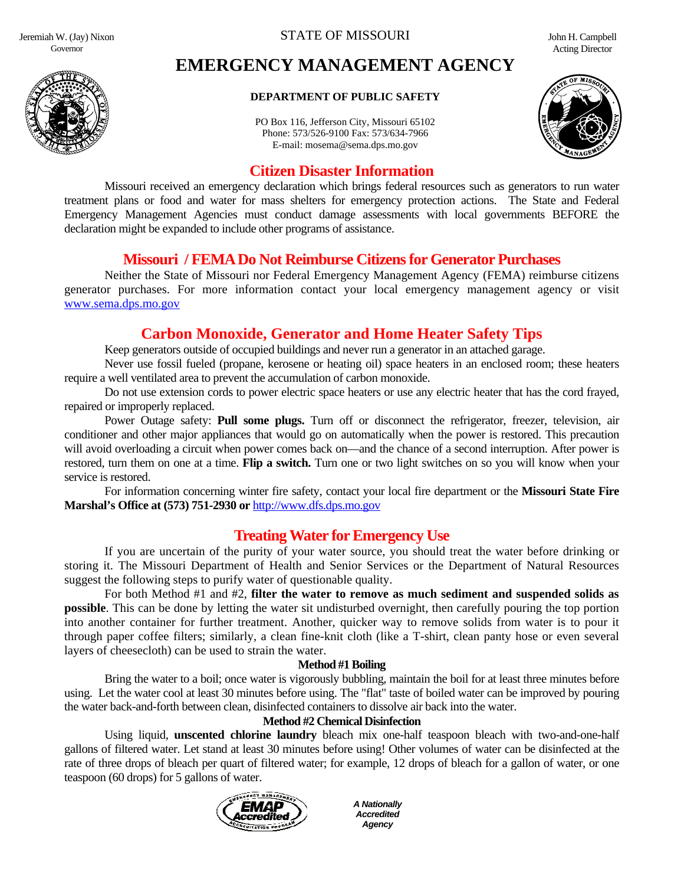Jeremiah W. (Jay) Nixon
Governor

STATE OF MISSOURI

John H. Campbell
Acting Director

# EMERGENCY MANAGEMENT AGENCY

**DEPARTMENT OF PUBLIC SAFETY**

PO Box 116, Jefferson City, Missouri 65102
Phone: 573/526-9100 Fax: 573/634-7966
E-mail: mosema@sema.dps.mo.gov

## Citizen Disaster Information

Missouri received an emergency declaration which brings federal resources such as generators to run water treatment plans or food and water for mass shelters for emergency protection actions. The State and Federal Emergency Management Agencies must conduct damage assessments with local governments BEFORE the declaration might be expanded to include other programs of assistance.

## Missouri / FEMA Do Not Reimburse Citizens for Generator Purchases

Neither the State of Missouri nor Federal Emergency Management Agency (FEMA) reimburse citizens generator purchases. For more information contact your local emergency management agency or visit www.sema.dps.mo.gov

## Carbon Monoxide, Generator and Home Heater Safety Tips

Keep generators outside of occupied buildings and never run a generator in an attached garage.

Never use fossil fueled (propane, kerosene or heating oil) space heaters in an enclosed room; these heaters require a well ventilated area to prevent the accumulation of carbon monoxide.

Do not use extension cords to power electric space heaters or use any electric heater that has the cord frayed, repaired or improperly replaced.

Power Outage safety: **Pull some plugs.** Turn off or disconnect the refrigerator, freezer, television, air conditioner and other major appliances that would go on automatically when the power is restored. This precaution will avoid overloading a circuit when power comes back on—and the chance of a second interruption. After power is restored, turn them on one at a time. **Flip a switch.** Turn one or two light switches on so you will know when your service is restored.

For information concerning winter fire safety, contact your local fire department or the **Missouri State Fire Marshal's Office at (573) 751-2930 or** http://www.dfs.dps.mo.gov

## Treating Water for Emergency Use

If you are uncertain of the purity of your water source, you should treat the water before drinking or storing it. The Missouri Department of Health and Senior Services or the Department of Natural Resources suggest the following steps to purify water of questionable quality.

For both Method #1 and #2, **filter the water to remove as much sediment and suspended solids as possible**. This can be done by letting the water sit undisturbed overnight, then carefully pouring the top portion into another container for further treatment. Another, quicker way to remove solids from water is to pour it through paper coffee filters; similarly, a clean fine-knit cloth (like a T-shirt, clean panty hose or even several layers of cheesecloth) can be used to strain the water.

### Method #1 Boiling

Bring the water to a boil; once water is vigorously bubbling, maintain the boil for at least three minutes before using. Let the water cool at least 30 minutes before using. The "flat" taste of boiled water can be improved by pouring the water back-and-forth between clean, disinfected containers to dissolve air back into the water.

### Method #2 Chemical Disinfection

Using liquid, **unscented chlorine laundry** bleach mix one-half teaspoon bleach with two-and-one-half gallons of filtered water. Let stand at least 30 minutes before using! Other volumes of water can be disinfected at the rate of three drops of bleach per quart of filtered water; for example, 12 drops of bleach for a gallon of water, or one teaspoon (60 drops) for 5 gallons of water.

EMAP Accredited — Emergency Management Accreditation Program

*A Nationally Accredited Agency*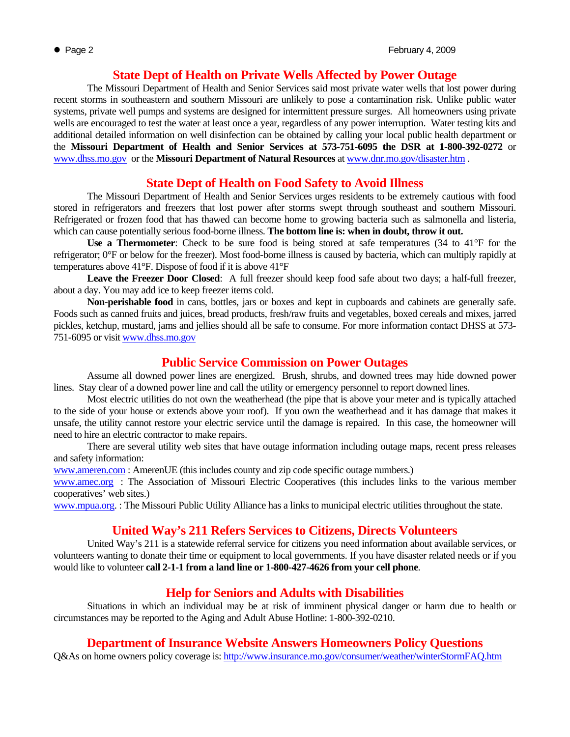## State Dept of Health on Private Wells Affected by Power Outage

The Missouri Department of Health and Senior Services said most private water wells that lost power during recent storms in southeastern and southern Missouri are unlikely to pose a contamination risk. Unlike public water systems, private well pumps and systems are designed for intermittent pressure surges. All homeowners using private wells are encouraged to test the water at least once a year, regardless of any power interruption. Water testing kits and additional detailed information on well disinfection can be obtained by calling your local public health department or the **Missouri Department of Health and Senior Services at 573-751-6095 the DSR at 1-800-392-0272** or www.dhss.mo.gov or the **Missouri Department of Natural Resources** at www.dnr.mo.gov/disaster.htm .

## State Dept of Health on Food Safety to Avoid Illness

The Missouri Department of Health and Senior Services urges residents to be extremely cautious with food stored in refrigerators and freezers that lost power after storms swept through southeast and southern Missouri. Refrigerated or frozen food that has thawed can become home to growing bacteria such as salmonella and listeria, which can cause potentially serious food-borne illness. **The bottom line is: when in doubt, throw it out.**

**Use a Thermometer**: Check to be sure food is being stored at safe temperatures (34 to 41°F for the refrigerator; 0°F or below for the freezer). Most food-borne illness is caused by bacteria, which can multiply rapidly at temperatures above 41°F. Dispose of food if it is above 41°F

**Leave the Freezer Door Closed**: A full freezer should keep food safe about two days; a half-full freezer, about a day. You may add ice to keep freezer items cold.

**Non-perishable food** in cans, bottles, jars or boxes and kept in cupboards and cabinets are generally safe. Foods such as canned fruits and juices, bread products, fresh/raw fruits and vegetables, boxed cereals and mixes, jarred pickles, ketchup, mustard, jams and jellies should all be safe to consume. For more information contact DHSS at 573-751-6095 or visit www.dhss.mo.gov

## Public Service Commission on Power Outages

Assume all downed power lines are energized. Brush, shrubs, and downed trees may hide downed power lines. Stay clear of a downed power line and call the utility or emergency personnel to report downed lines.

Most electric utilities do not own the weatherhead (the pipe that is above your meter and is typically attached to the side of your house or extends above your roof). If you own the weatherhead and it has damage that makes it unsafe, the utility cannot restore your electric service until the damage is repaired. In this case, the homeowner will need to hire an electric contractor to make repairs.

There are several utility web sites that have outage information including outage maps, recent press releases and safety information:

www.ameren.com : AmerenUE (this includes county and zip code specific outage numbers.)

www.amec.org : The Association of Missouri Electric Cooperatives (this includes links to the various member cooperatives' web sites.)

www.mpua.org. : The Missouri Public Utility Alliance has a links to municipal electric utilities throughout the state.

## United Way's 211 Refers Services to Citizens, Directs Volunteers

United Way's 211 is a statewide referral service for citizens you need information about available services, or volunteers wanting to donate their time or equipment to local governments. If you have disaster related needs or if you would like to volunteer **call 2-1-1 from a land line or 1-800-427-4626 from your cell phone**.

## Help for Seniors and Adults with Disabilities

Situations in which an individual may be at risk of imminent physical danger or harm due to health or circumstances may be reported to the Aging and Adult Abuse Hotline: 1-800-392-0210.

## Department of Insurance Website Answers Homeowners Policy Questions

Q&As on home owners policy coverage is: http://www.insurance.mo.gov/consumer/weather/winterStormFAQ.htm